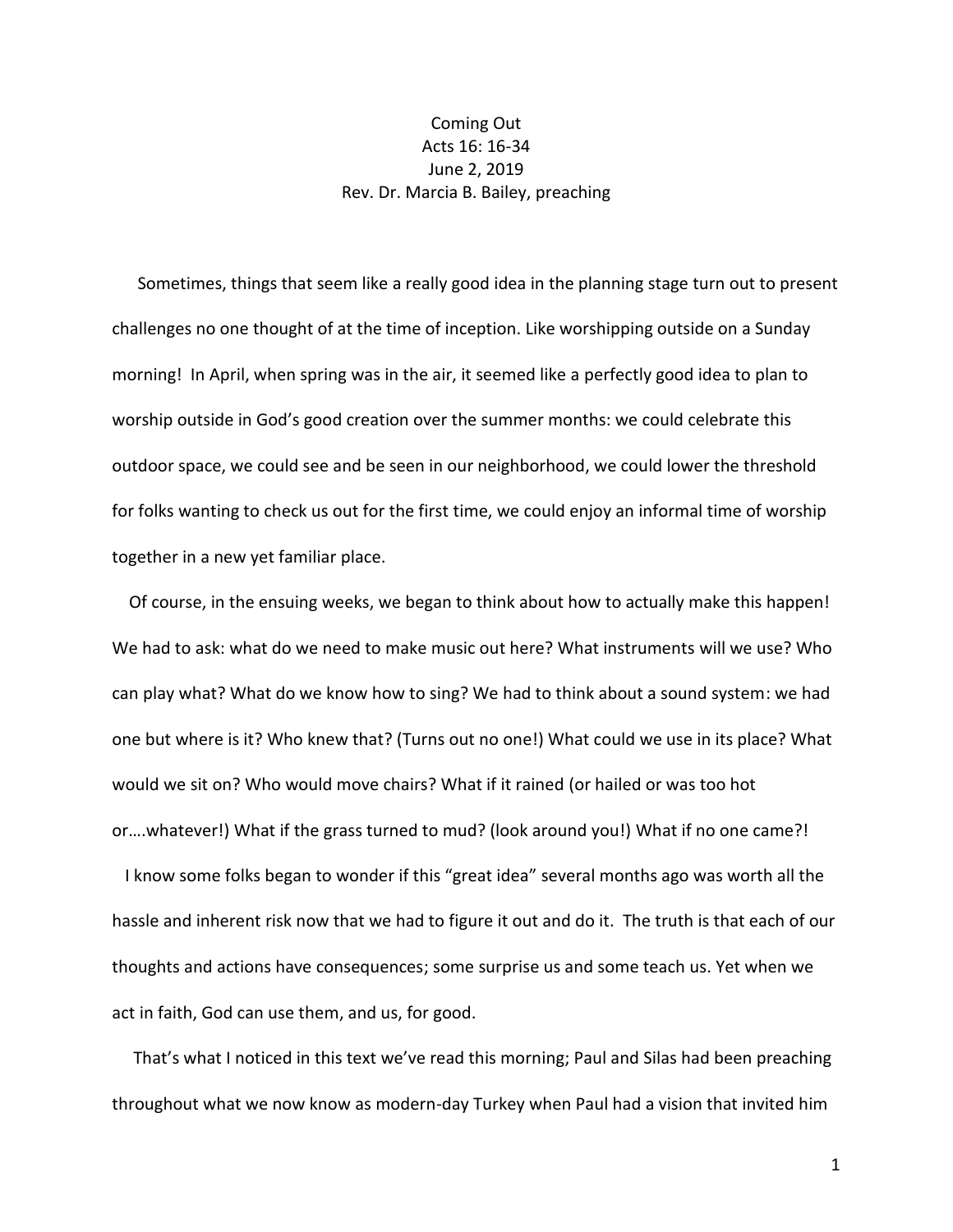# Coming Out

Acts 16: 16-34

June 2, 2019

Rev. Dr. Marcia B. Bailey, preaching

Sometimes, things that seem like a really good idea in the planning stage turn out to present challenges no one thought of at the time of inception. Like worshipping outside on a Sunday morning! In April, when spring was in the air, it seemed like a perfectly good idea to plan to worship outside in God's good creation over the summer months: we could celebrate this outdoor space, we could see and be seen in our neighborhood, we could lower the threshold for folks wanting to check us out for the first time, we could enjoy an informal time of worship together in a new yet familiar place.

Of course, in the ensuing weeks, we began to think about how to actually make this happen! We had to ask: what do we need to make music out here? What instruments will we use? Who can play what? What do we know how to sing? We had to think about a sound system: we had one but where is it? Who knew that? (Turns out no one!) What could we use in its place? What would we sit on? Who would move chairs? What if it rained (or hailed or was too hot or….whatever!) What if the grass turned to mud? (look around you!) What if no one came?!

I know some folks began to wonder if this "great idea" several months ago was worth all the hassle and inherent risk now that we had to figure it out and do it. The truth is that each of our thoughts and actions have consequences; some surprise us and some teach us. Yet when we act in faith, God can use them, and us, for good.

That's what I noticed in this text we've read this morning; Paul and Silas had been preaching throughout what we now know as modern-day Turkey when Paul had a vision that invited him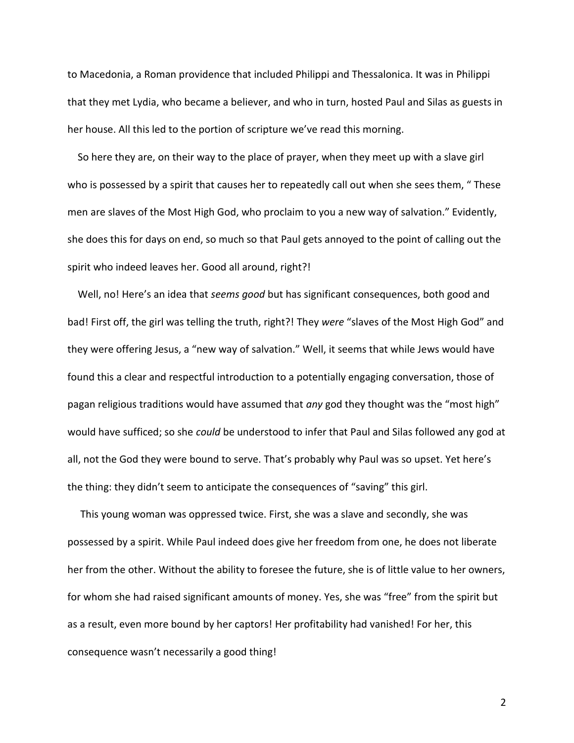to Macedonia, a Roman providence that included Philippi and Thessalonica. It was in Philippi that they met Lydia, who became a believer, and who in turn, hosted Paul and Silas as guests in her house. All this led to the portion of scripture we've read this morning.

So here they are, on their way to the place of prayer, when they meet up with a slave girl who is possessed by a spirit that causes her to repeatedly call out when she sees them, " These men are slaves of the Most High God, who proclaim to you a new way of salvation." Evidently, she does this for days on end, so much so that Paul gets annoyed to the point of calling out the spirit who indeed leaves her. Good all around, right?!

Well, no! Here's an idea that *seems good* but has significant consequences, both good and bad! First off, the girl was telling the truth, right?! They *were* "slaves of the Most High God" and they were offering Jesus, a "new way of salvation." Well, it seems that while Jews would have found this a clear and respectful introduction to a potentially engaging conversation, those of pagan religious traditions would have assumed that *any* god they thought was the "most high" would have sufficed; so she *could* be understood to infer that Paul and Silas followed any god at all, not the God they were bound to serve. That's probably why Paul was so upset. Yet here's the thing: they didn't seem to anticipate the consequences of "saving" this girl.

This young woman was oppressed twice. First, she was a slave and secondly, she was possessed by a spirit. While Paul indeed does give her freedom from one, he does not liberate her from the other. Without the ability to foresee the future, she is of little value to her owners, for whom she had raised significant amounts of money. Yes, she was "free" from the spirit but as a result, even more bound by her captors! Her profitability had vanished! For her, this consequence wasn't necessarily a good thing!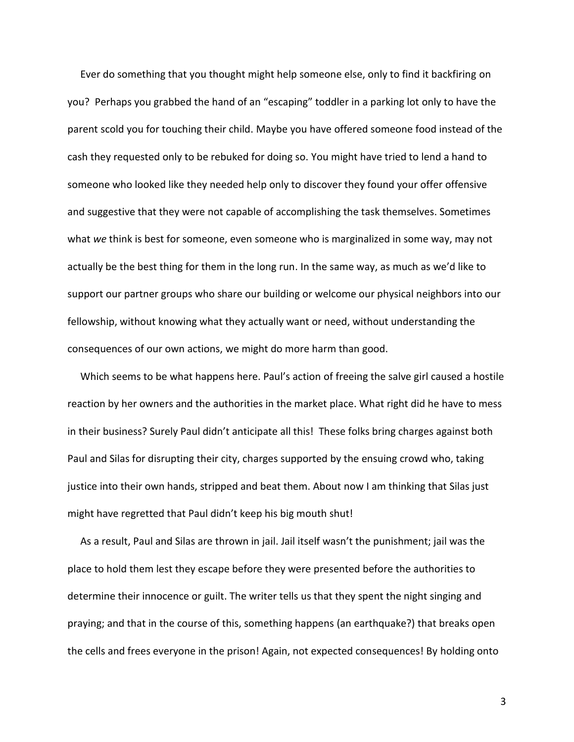Ever do something that you thought might help someone else, only to find it backfiring on you? Perhaps you grabbed the hand of an "escaping" toddler in a parking lot only to have the parent scold you for touching their child. Maybe you have offered someone food instead of the cash they requested only to be rebuked for doing so. You might have tried to lend a hand to someone who looked like they needed help only to discover they found your offer offensive and suggestive that they were not capable of accomplishing the task themselves. Sometimes what *we* think is best for someone, even someone who is marginalized in some way, may not actually be the best thing for them in the long run. In the same way, as much as we'd like to support our partner groups who share our building or welcome our physical neighbors into our fellowship, without knowing what they actually want or need, without understanding the consequences of our own actions, we might do more harm than good.

Which seems to be what happens here. Paul's action of freeing the salve girl caused a hostile reaction by her owners and the authorities in the market place. What right did he have to mess in their business? Surely Paul didn't anticipate all this! These folks bring charges against both Paul and Silas for disrupting their city, charges supported by the ensuing crowd who, taking justice into their own hands, stripped and beat them. About now I am thinking that Silas just might have regretted that Paul didn't keep his big mouth shut!

As a result, Paul and Silas are thrown in jail. Jail itself wasn't the punishment; jail was the place to hold them lest they escape before they were presented before the authorities to determine their innocence or guilt. The writer tells us that they spent the night singing and praying; and that in the course of this, something happens (an earthquake?) that breaks open the cells and frees everyone in the prison! Again, not expected consequences! By holding onto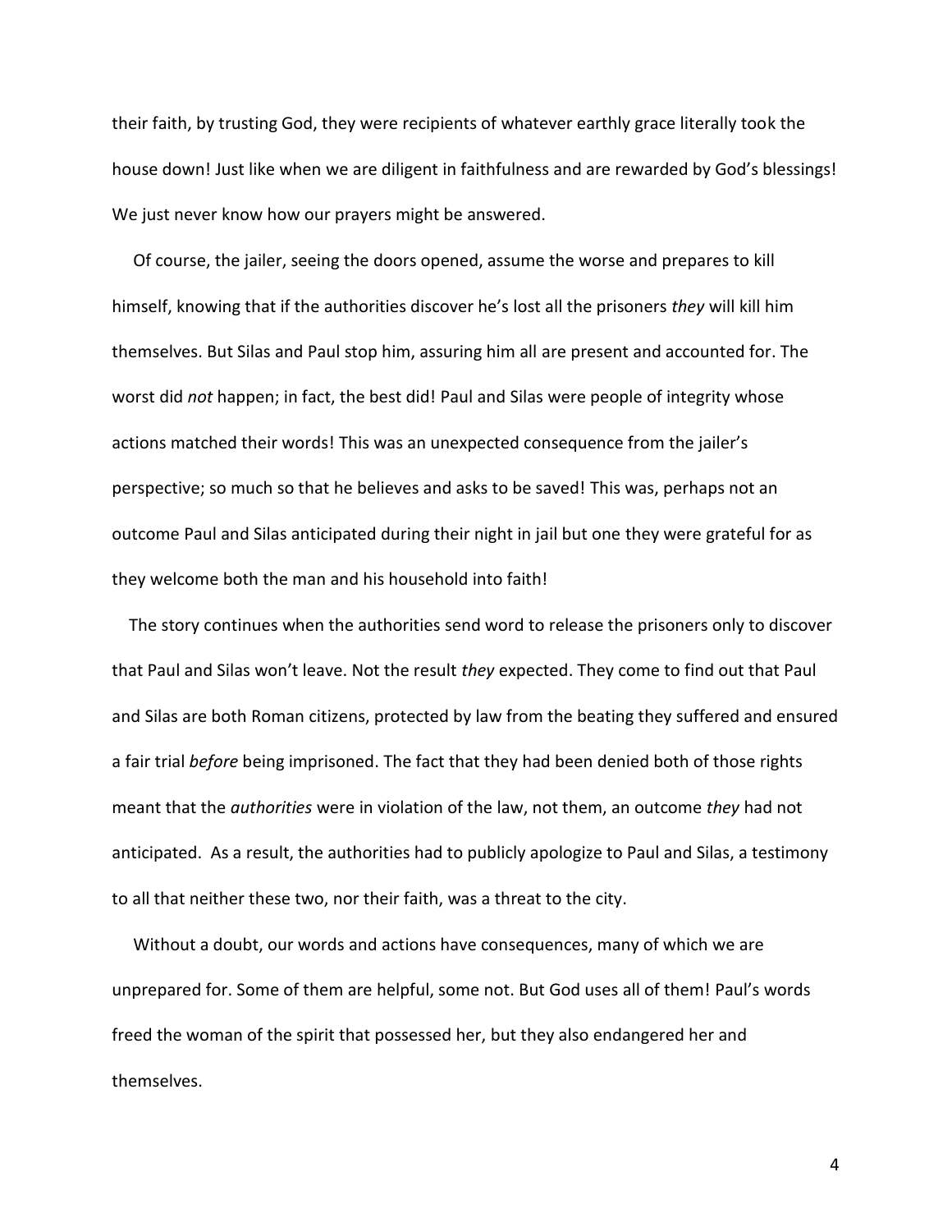their faith, by trusting God, they were recipients of whatever earthly grace literally took the house down! Just like when we are diligent in faithfulness and are rewarded by God's blessings! We just never know how our prayers might be answered.

Of course, the jailer, seeing the doors opened, assume the worse and prepares to kill himself, knowing that if the authorities discover he's lost all the prisoners *they* will kill him themselves. But Silas and Paul stop him, assuring him all are present and accounted for. The worst did *not* happen; in fact, the best did! Paul and Silas were people of integrity whose actions matched their words! This was an unexpected consequence from the jailer's perspective; so much so that he believes and asks to be saved! This was, perhaps not an outcome Paul and Silas anticipated during their night in jail but one they were grateful for as they welcome both the man and his household into faith!

The story continues when the authorities send word to release the prisoners only to discover that Paul and Silas won't leave. Not the result *they* expected. They come to find out that Paul and Silas are both Roman citizens, protected by law from the beating they suffered and ensured a fair trial *before* being imprisoned. The fact that they had been denied both of those rights meant that the *authorities* were in violation of the law, not them, an outcome *they* had not anticipated. As a result, the authorities had to publicly apologize to Paul and Silas, a testimony to all that neither these two, nor their faith, was a threat to the city.

Without a doubt, our words and actions have consequences, many of which we are unprepared for. Some of them are helpful, some not. But God uses all of them! Paul's words freed the woman of the spirit that possessed her, but they also endangered her and themselves.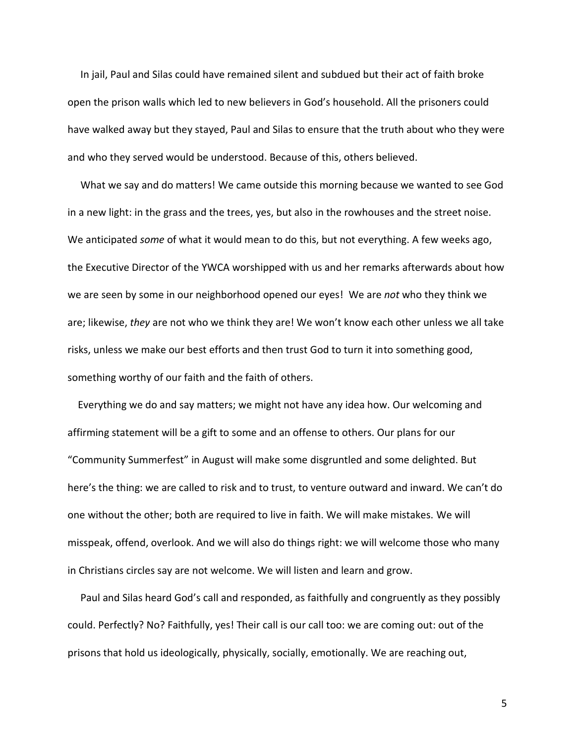In jail, Paul and Silas could have remained silent and subdued but their act of faith broke open the prison walls which led to new believers in God's household. All the prisoners could have walked away but they stayed, Paul and Silas to ensure that the truth about who they were and who they served would be understood. Because of this, others believed.

What we say and do matters! We came outside this morning because we wanted to see God in a new light: in the grass and the trees, yes, but also in the rowhouses and the street noise. We anticipated *some* of what it would mean to do this, but not everything. A few weeks ago, the Executive Director of the YWCA worshipped with us and her remarks afterwards about how we are seen by some in our neighborhood opened our eyes! We are *not* who they think we are; likewise, *they* are not who we think they are! We won't know each other unless we all take risks, unless we make our best efforts and then trust God to turn it into something good, something worthy of our faith and the faith of others.

Everything we do and say matters; we might not have any idea how. Our welcoming and affirming statement will be a gift to some and an offense to others. Our plans for our "Community Summerfest" in August will make some disgruntled and some delighted. But here's the thing: we are called to risk and to trust, to venture outward and inward. We can't do one without the other; both are required to live in faith. We will make mistakes. We will misspeak, offend, overlook. And we will also do things right: we will welcome those who many in Christians circles say are not welcome. We will listen and learn and grow.

Paul and Silas heard God's call and responded, as faithfully and congruently as they possibly could. Perfectly? No? Faithfully, yes! Their call is our call too: we are coming out: out of the prisons that hold us ideologically, physically, socially, emotionally. We are reaching out,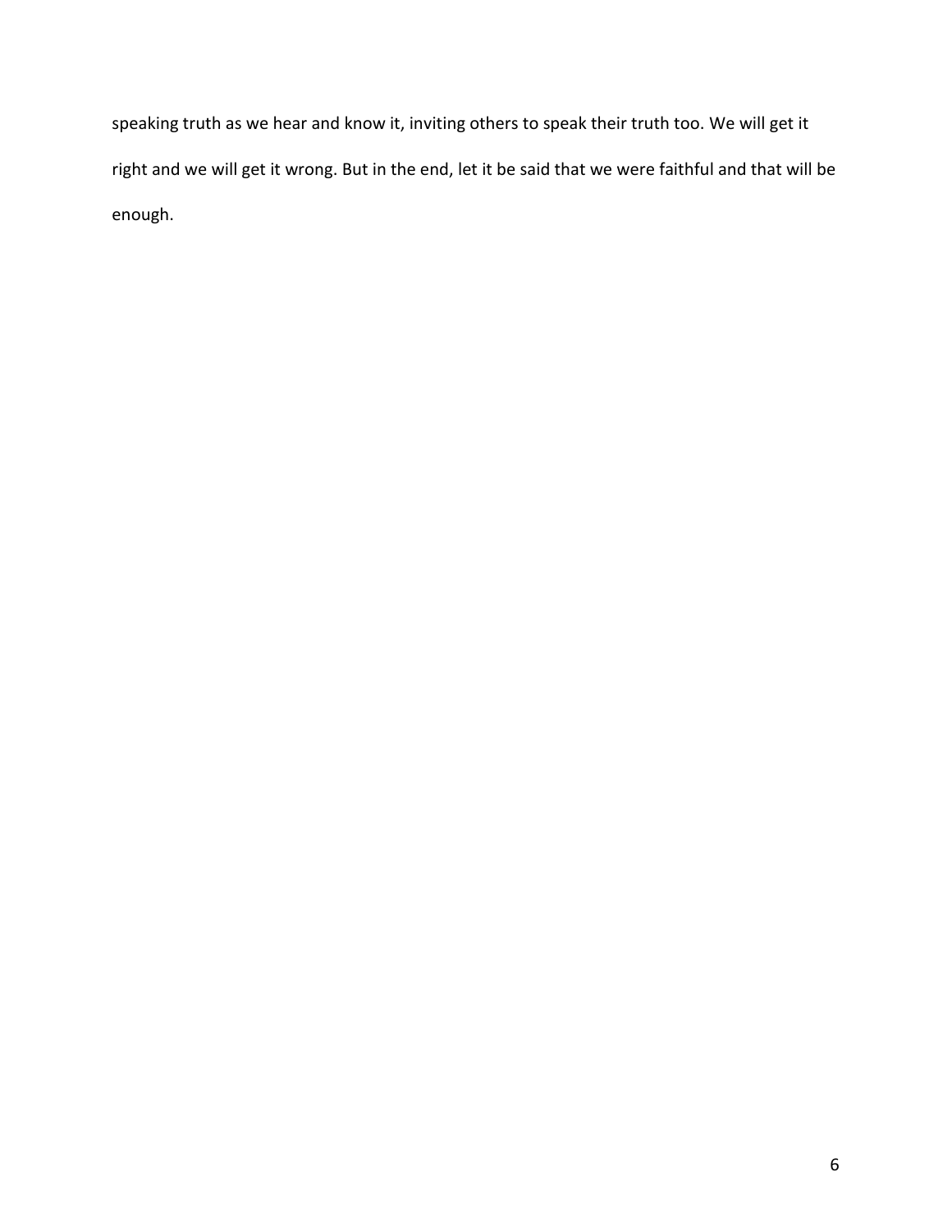speaking truth as we hear and know it, inviting others to speak their truth too. We will get it right and we will get it wrong. But in the end, let it be said that we were faithful and that will be enough.